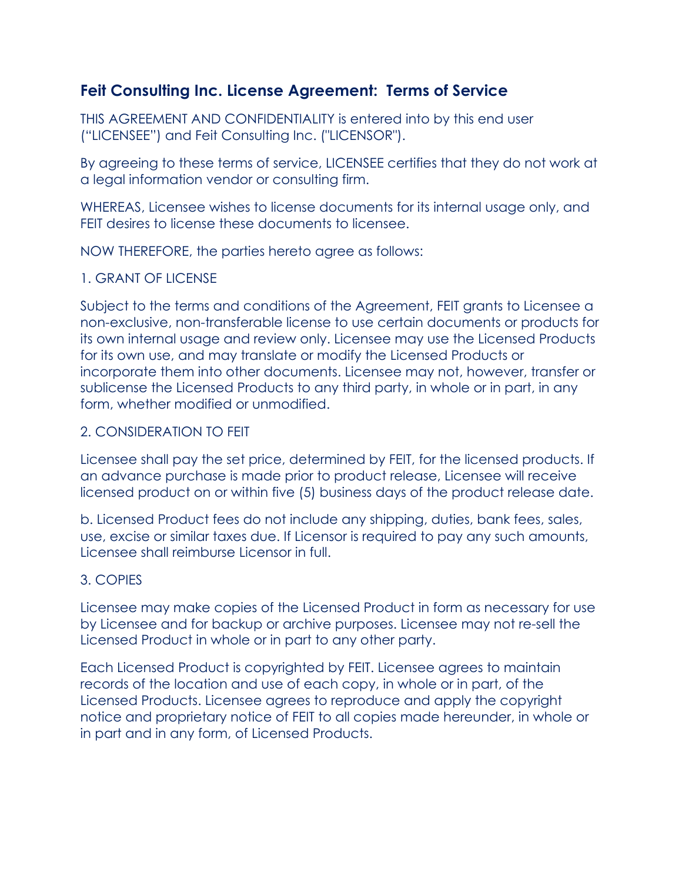## Feit Consulting Inc. License Agreement: Terms of Service

THIS AGREEMENT AND CONFIDENTIALITY is entered into by this end user ("LICENSEE") and Feit Consulting Inc. ("LICENSOR").

By agreeing to these terms of service, LICENSEE certifies that they do not work at a legal information vendor or consulting firm.

WHEREAS, Licensee wishes to license documents for its internal usage only, and FEIT desires to license these documents to licensee.

NOW THEREFORE, the parties hereto agree as follows:

1. GRANT OF LICENSE

Subject to the terms and conditions of the Agreement, FEIT grants to Licensee a non-exclusive, non-transferable license to use certain documents or products for its own internal usage and review only. Licensee may use the Licensed Products for its own use, and may translate or modify the Licensed Products or incorporate them into other documents. Licensee may not, however, transfer or sublicense the Licensed Products to any third party, in whole or in part, in any form, whether modified or unmodified.

2. CONSIDERATION TO FEIT

Licensee shall pay the set price, determined by FEIT, for the licensed products. If an advance purchase is made prior to product release, Licensee will receive licensed product on or within five (5) business days of the product release date.

b. Licensed Product fees do not include any shipping, duties, bank fees, sales, use, excise or similar taxes due. If Licensor is required to pay any such amounts, Licensee shall reimburse Licensor in full.

3. COPIES

Licensee may make copies of the Licensed Product in form as necessary for use by Licensee and for backup or archive purposes. Licensee may not re-sell the Licensed Product in whole or in part to any other party.

Each Licensed Product is copyrighted by FEIT. Licensee agrees to maintain records of the location and use of each copy, in whole or in part, of the Licensed Products. Licensee agrees to reproduce and apply the copyright notice and proprietary notice of FEIT to all copies made hereunder, in whole or in part and in any form, of Licensed Products.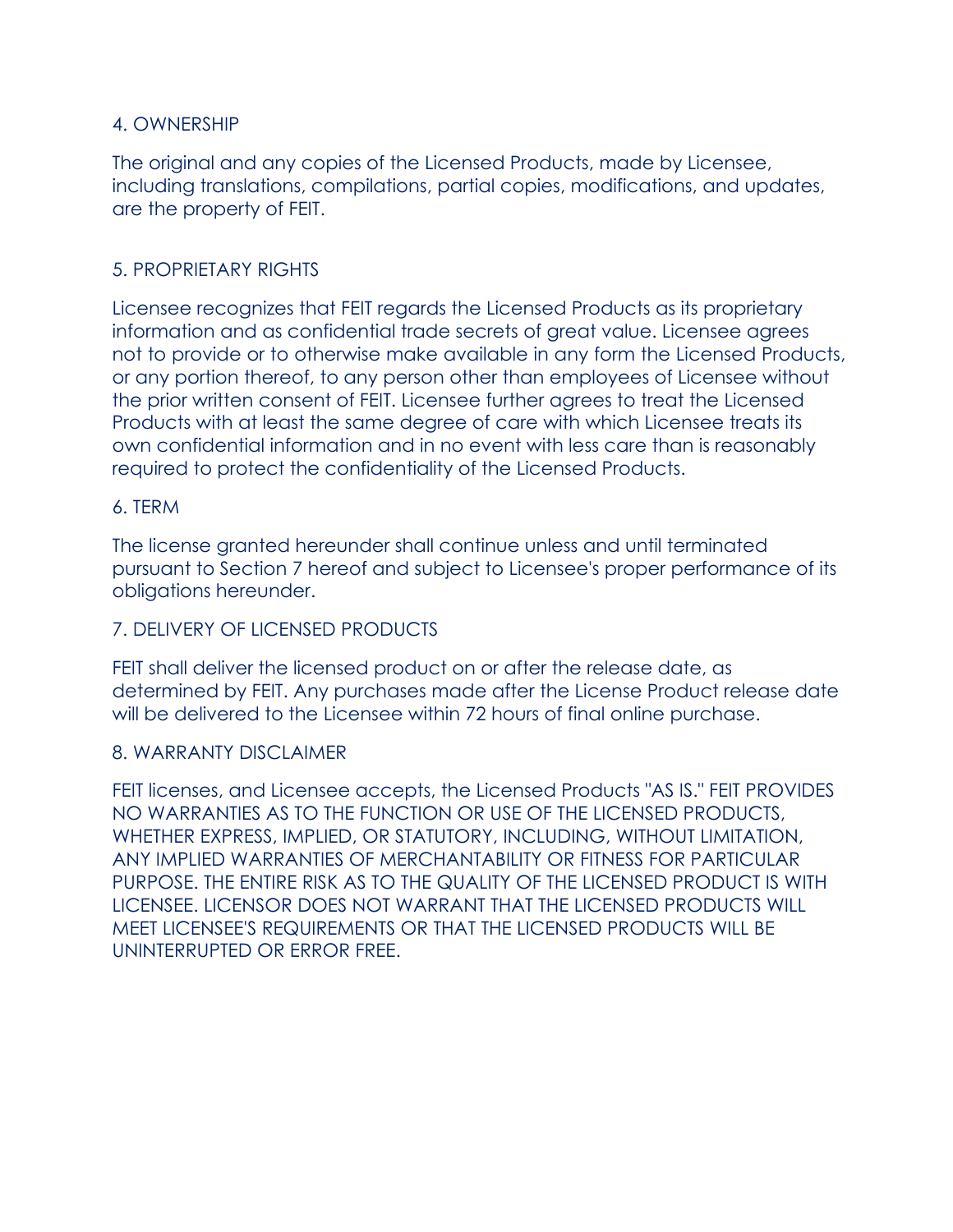## 4. OWNERSHIP

The original and any copies of the Licensed Products, made by Licensee, including translations, compilations, partial copies, modifications, and updates, are the property of FEIT.

## 5. PROPRIETARY RIGHTS

Licensee recognizes that FEIT regards the Licensed Products as its proprietary information and as confidential trade secrets of great value. Licensee agrees not to provide or to otherwise make available in any form the Licensed Products, or any portion thereof, to any person other than employees of Licensee without the prior written consent of FEIT. Licensee further agrees to treat the Licensed Products with at least the same degree of care with which Licensee treats its own confidential information and in no event with less care than is reasonably required to protect the confidentiality of the Licensed Products.

## 6. TERM

The license granted hereunder shall continue unless and until terminated pursuant to Section 7 hereof and subject to Licensee's proper performance of its obligations hereunder.

## 7. DELIVERY OF LICENSED PRODUCTS

FEIT shall deliver the licensed product on or after the release date, as determined by FEIT. Any purchases made after the License Product release date will be delivered to the Licensee within 72 hours of final online purchase.

## 8. WARRANTY DISCLAIMER

FEIT licenses, and Licensee accepts, the Licensed Products "AS IS." FEIT PROVIDES NO WARRANTIES AS TO THE FUNCTION OR USE OF THE LICENSED PRODUCTS, WHETHER EXPRESS, IMPLIED, OR STATUTORY, INCLUDING, WITHOUT LIMITATION, ANY IMPLIED WARRANTIES OF MERCHANTABILITY OR FITNESS FOR PARTICULAR PURPOSE. THE ENTIRE RISK AS TO THE QUALITY OF THE LICENSED PRODUCT IS WITH LICENSEE. LICENSOR DOES NOT WARRANT THAT THE LICENSED PRODUCTS WILL MEET LICENSEE'S REQUIREMENTS OR THAT THE LICENSED PRODUCTS WILL BE UNINTERRUPTED OR ERROR FREE.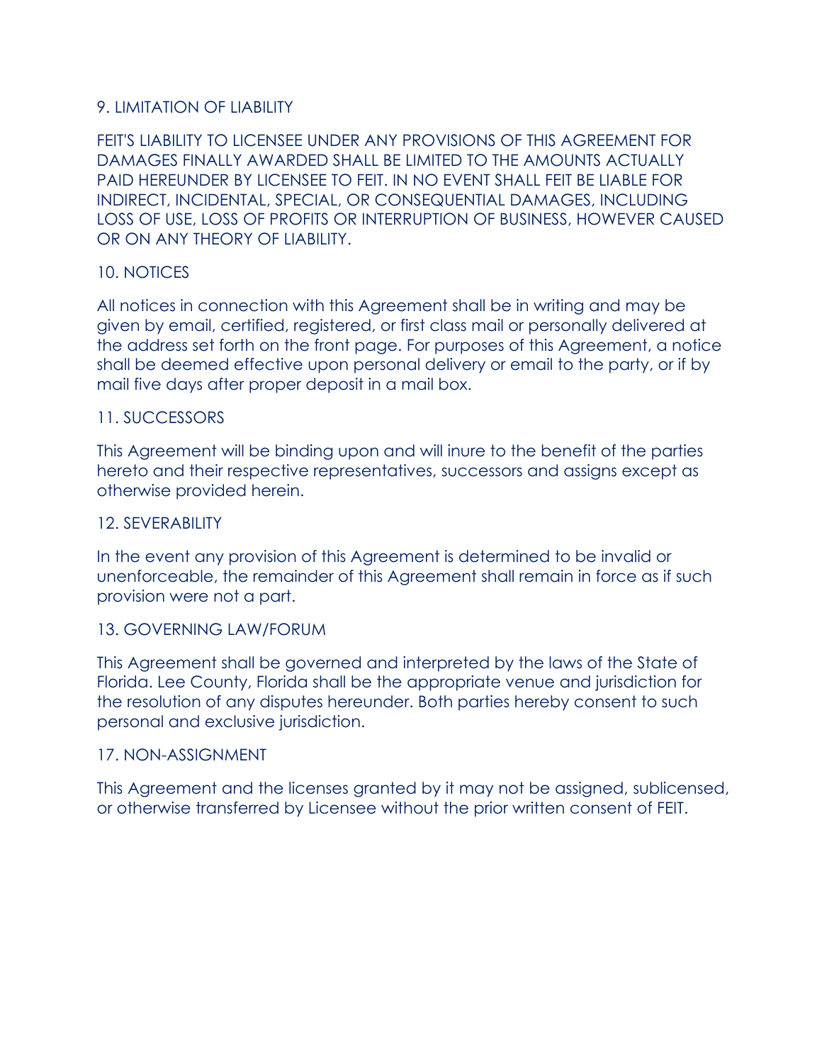## 9. LIMITATION OF LIABILITY

FEIT'S LIABILITY TO LICENSEE UNDER ANY PROVISIONS OF THIS AGREEMENT FOR DAMAGES FINALLY AWARDED SHALL BE LIMITED TO THE AMOUNTS ACTUALLY PAID HEREUNDER BY LICENSEE TO FEIT. IN NO EVENT SHALL FEIT BE LIABLE FOR INDIRECT, INCIDENTAL, SPECIAL, OR CONSEQUENTIAL DAMAGES, INCLUDING LOSS OF USE, LOSS OF PROFITS OR INTERRUPTION OF BUSINESS, HOWEVER CAUSED OR ON ANY THEORY OF LIABILITY.

## 10. NOTICES

All notices in connection with this Agreement shall be in writing and may be given by email, certified, registered, or first class mail or personally delivered at the address set forth on the front page. For purposes of this Agreement, a notice shall be deemed effective upon personal delivery or email to the party, or if by mail five days after proper deposit in a mail box.

## 11. SUCCESSORS

This Agreement will be binding upon and will inure to the benefit of the parties hereto and their respective representatives, successors and assigns except as otherwise provided herein.

## 12. SEVERABILITY

In the event any provision of this Agreement is determined to be invalid or unenforceable, the remainder of this Agreement shall remain in force as if such provision were not a part.

## 13. GOVERNING LAW/FORUM

This Agreement shall be governed and interpreted by the laws of the State of Florida. Lee County, Florida shall be the appropriate venue and jurisdiction for the resolution of any disputes hereunder. Both parties hereby consent to such personal and exclusive jurisdiction.

## 17. NON-ASSIGNMENT

This Agreement and the licenses granted by it may not be assigned, sublicensed, or otherwise transferred by Licensee without the prior written consent of FEIT.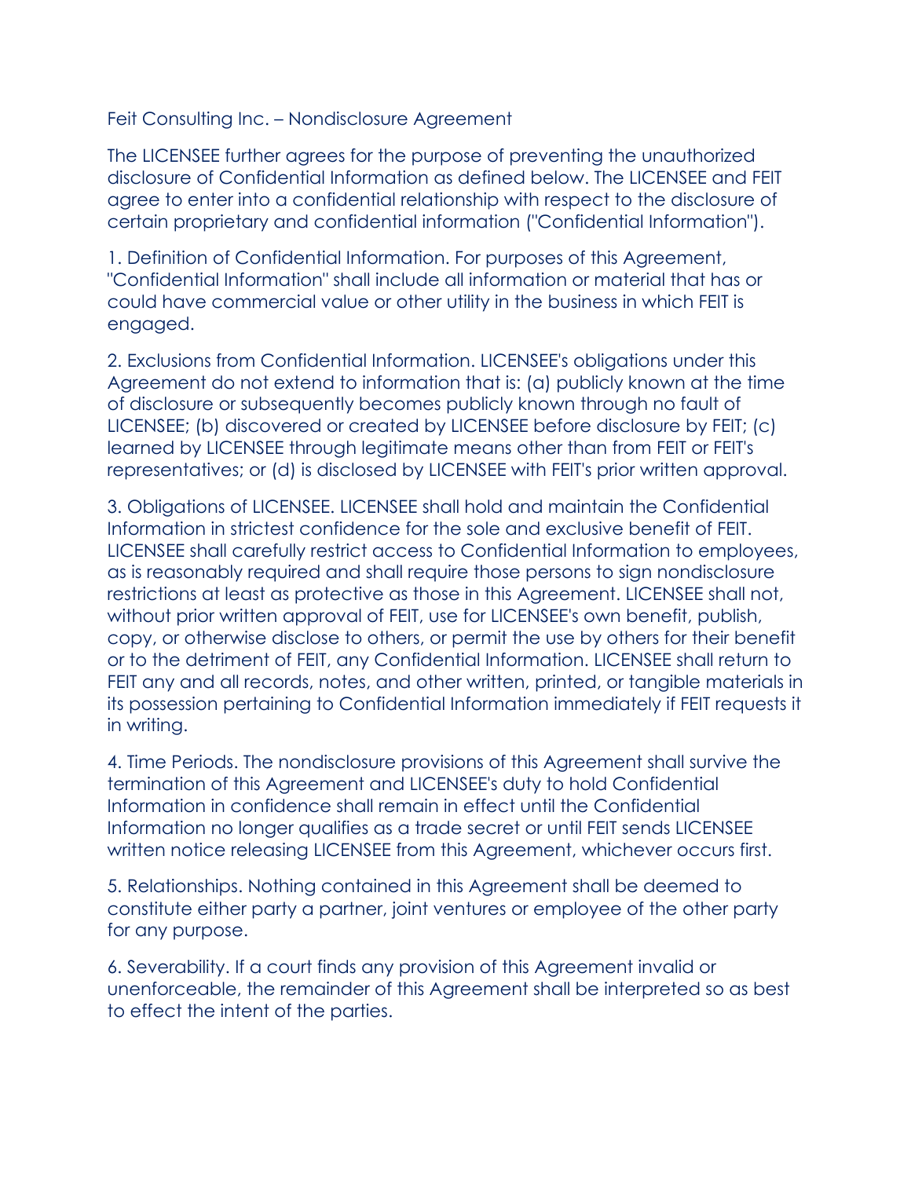Feit Consulting Inc. – Nondisclosure Agreement

The LICENSEE further agrees for the purpose of preventing the unauthorized disclosure of Confidential Information as defined below. The LICENSEE and FEIT agree to enter into a confidential relationship with respect to the disclosure of certain proprietary and confidential information ("Confidential Information").

1. Definition of Confidential Information. For purposes of this Agreement, "Confidential Information" shall include all information or material that has or could have commercial value or other utility in the business in which FEIT is engaged.

2. Exclusions from Confidential Information. LICENSEE's obligations under this Agreement do not extend to information that is: (a) publicly known at the time of disclosure or subsequently becomes publicly known through no fault of LICENSEE; (b) discovered or created by LICENSEE before disclosure by FEIT; (c) learned by LICENSEE through legitimate means other than from FEIT or FEIT's representatives; or (d) is disclosed by LICENSEE with FEIT's prior written approval.

3. Obligations of LICENSEE. LICENSEE shall hold and maintain the Confidential Information in strictest confidence for the sole and exclusive benefit of FEIT. LICENSEE shall carefully restrict access to Confidential Information to employees, as is reasonably required and shall require those persons to sign nondisclosure restrictions at least as protective as those in this Agreement. LICENSEE shall not, without prior written approval of FEIT, use for LICENSEE's own benefit, publish, copy, or otherwise disclose to others, or permit the use by others for their benefit or to the detriment of FEIT, any Confidential Information. LICENSEE shall return to FEIT any and all records, notes, and other written, printed, or tangible materials in its possession pertaining to Confidential Information immediately if FEIT requests it in writing.

4. Time Periods. The nondisclosure provisions of this Agreement shall survive the termination of this Agreement and LICENSEE's duty to hold Confidential Information in confidence shall remain in effect until the Confidential Information no longer qualifies as a trade secret or until FEIT sends LICENSEE written notice releasing LICENSEE from this Agreement, whichever occurs first.

5. Relationships. Nothing contained in this Agreement shall be deemed to constitute either party a partner, joint ventures or employee of the other party for any purpose.

6. Severability. If a court finds any provision of this Agreement invalid or unenforceable, the remainder of this Agreement shall be interpreted so as best to effect the intent of the parties.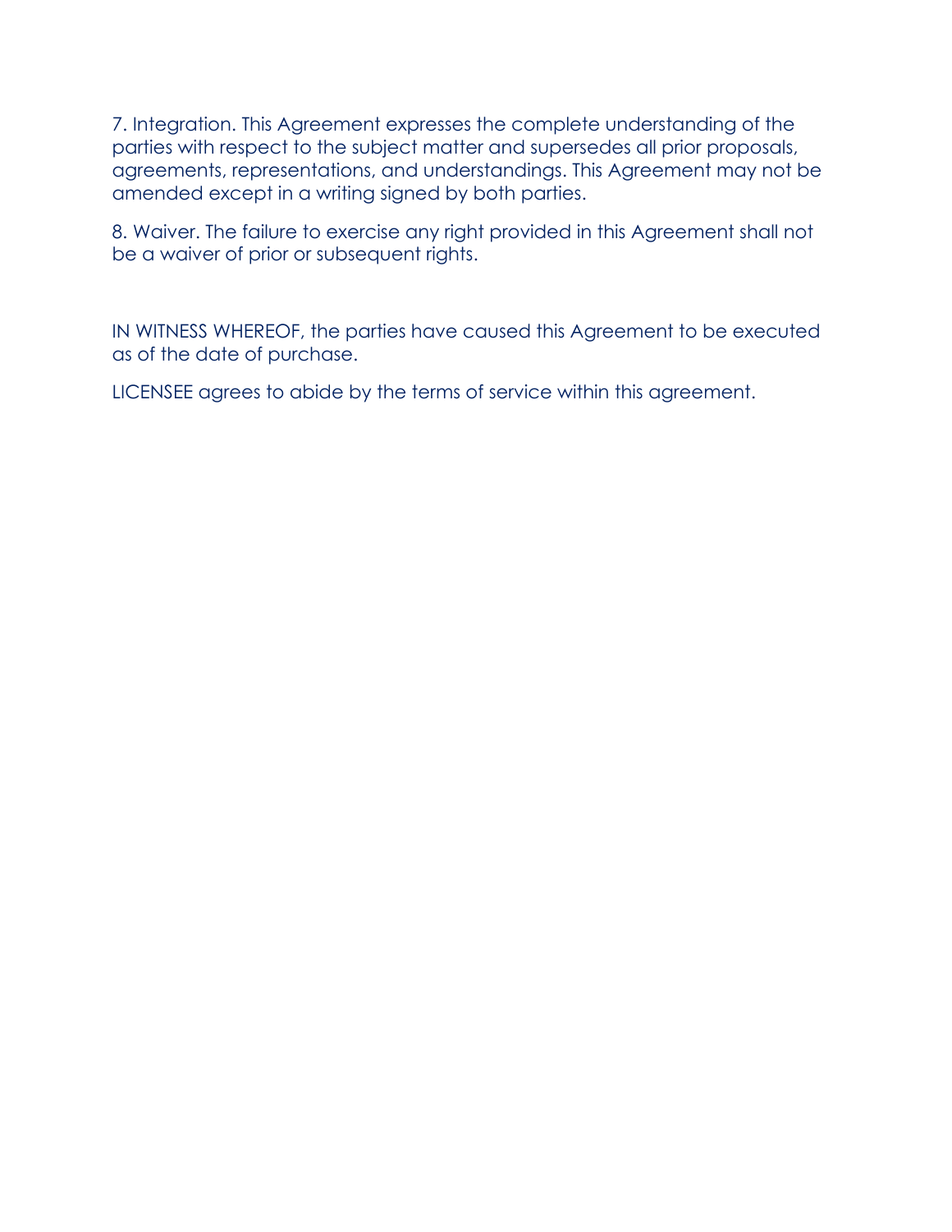7. Integration. This Agreement expresses the complete understanding of the parties with respect to the subject matter and supersedes all prior proposals, agreements, representations, and understandings. This Agreement may not be amended except in a writing signed by both parties.

8. Waiver. The failure to exercise any right provided in this Agreement shall not be a waiver of prior or subsequent rights.

IN WITNESS WHEREOF, the parties have caused this Agreement to be executed as of the date of purchase.

LICENSEE agrees to abide by the terms of service within this agreement.